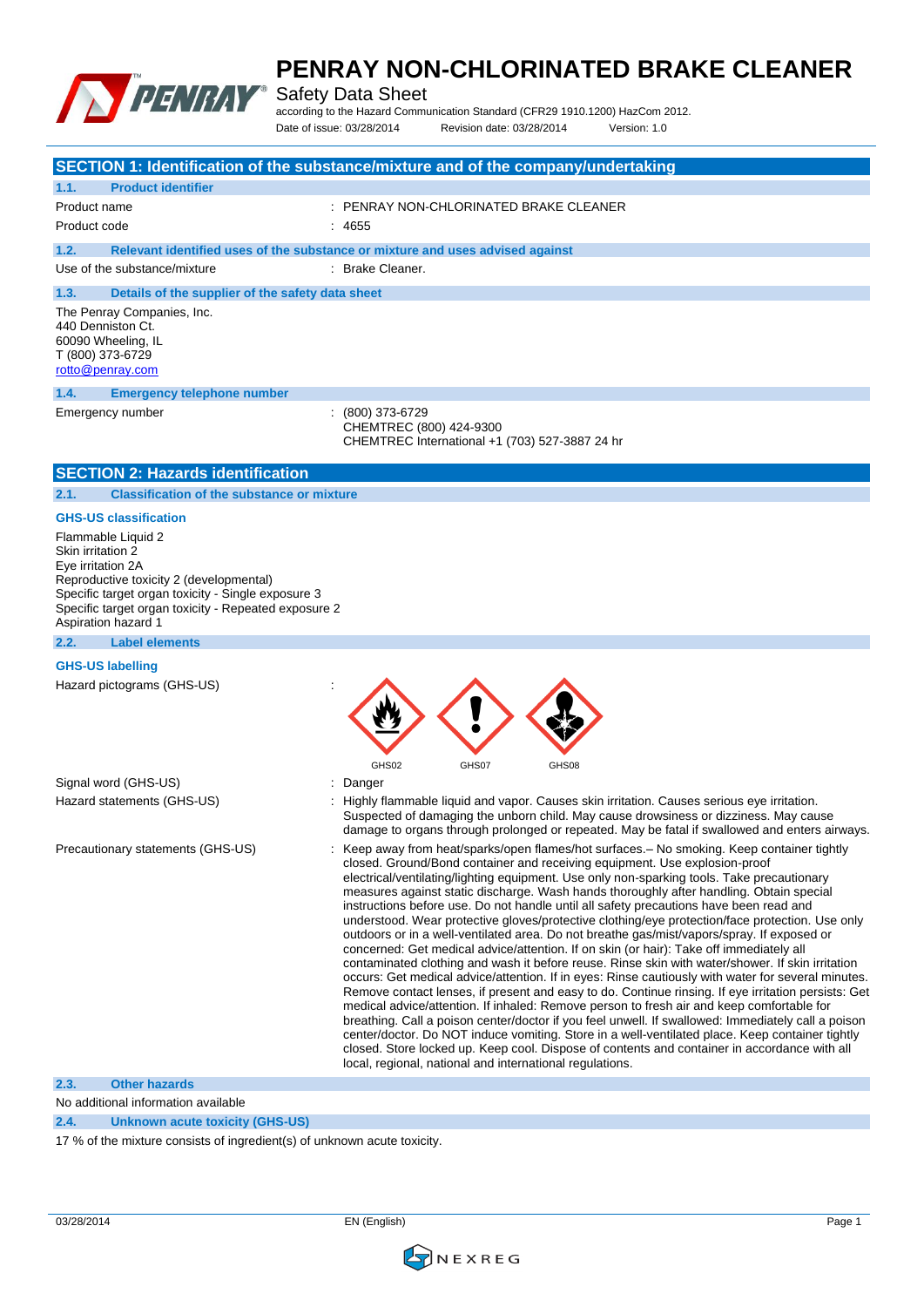# PENRAY NON-CHLORINATED BRAKE CLEANER

Safety Data Sheet

according to the Hazard Communication Standard (CFR29 1910.1200) HazCom 2012.

Date of issue: 03/28/2014 Revision date: 03/28/2014 Version: 1.0

## SECTION 1: Identification of the substance/mixture and of the company/undertaking

### 1.1. Product identifier

| | |
|---|---|
| Product name | : PENRAY NON-CHLORINATED BRAKE CLEANER |
| Product code | : 4655 |

### 1.2. Relevant identified uses of the substance or mixture and uses advised against

| | |
|---|---|
| Use of the substance/mixture | : Brake Cleaner. |

### 1.3. Details of the supplier of the safety data sheet

The Penray Companies, Inc.
440 Denniston Ct.
60090 Wheeling, IL
T (800) 373-6729
rotto@penray.com

### 1.4. Emergency telephone number

| | |
|---|---|
| Emergency number | : (800) 373-6729<br>CHEMTREC (800) 424-9300<br>CHEMTREC International +1 (703) 527-3887 24 hr |

## SECTION 2: Hazards identification

### 2.1. Classification of the substance or mixture

**GHS-US classification**

Flammable Liquid 2
Skin irritation 2
Eye irritation 2A
Reproductive toxicity 2 (developmental)
Specific target organ toxicity - Single exposure 3
Specific target organ toxicity - Repeated exposure 2
Aspiration hazard 1

### 2.2. Label elements

**GHS-US labelling**

Hazard pictograms (GHS-US) :

GHS02 GHS07 GHS08

| | |
|---|---|
| Signal word (GHS-US) | : Danger |
| Hazard statements (GHS-US) | : Highly flammable liquid and vapor. Causes skin irritation. Causes serious eye irritation. Suspected of damaging the unborn child. May cause drowsiness or dizziness. May cause damage to organs through prolonged or repeated. May be fatal if swallowed and enters airways. |
| Precautionary statements (GHS-US) | : Keep away from heat/sparks/open flames/hot surfaces.– No smoking. Keep container tightly closed. Ground/Bond container and receiving equipment. Use explosion-proof electrical/ventilating/lighting equipment. Use only non-sparking tools. Take precautionary measures against static discharge. Wash hands thoroughly after handling. Obtain special instructions before use. Do not handle until all safety precautions have been read and understood. Wear protective gloves/protective clothing/eye protection/face protection. Use only outdoors or in a well-ventilated area. Do not breathe gas/mist/vapors/spray. If exposed or concerned: Get medical advice/attention. If on skin (or hair): Take off immediately all contaminated clothing and wash it before reuse. Rinse skin with water/shower. If skin irritation occurs: Get medical advice/attention. If in eyes: Rinse cautiously with water for several minutes. Remove contact lenses, if present and easy to do. Continue rinsing. If eye irritation persists: Get medical advice/attention. If inhaled: Remove person to fresh air and keep comfortable for breathing. Call a poison center/doctor if you feel unwell. If swallowed: Immediately call a poison center/doctor. Do NOT induce vomiting. Store in a well-ventilated place. Keep container tightly closed. Store locked up. Keep cool. Dispose of contents and container in accordance with all local, regional, national and international regulations. |

### 2.3. Other hazards

No additional information available

### 2.4. Unknown acute toxicity (GHS-US)

17 % of the mixture consists of ingredient(s) of unknown acute toxicity.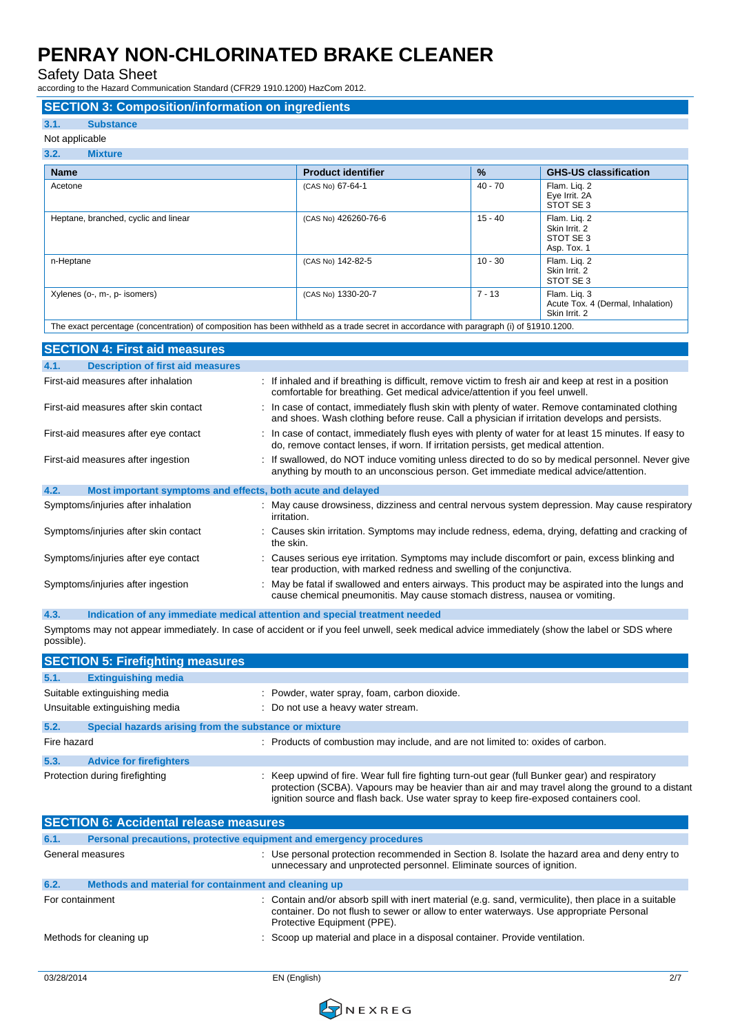# PENRAY NON-CHLORINATED BRAKE CLEANER

Safety Data Sheet

according to the Hazard Communication Standard (CFR29 1910.1200) HazCom 2012.

## SECTION 3: Composition/information on ingredients

### 3.1. Substance

Not applicable

### 3.2. Mixture

| Name | Product identifier | % | GHS-US classification |
|---|---|---|---|
| Acetone | (CAS No) 67-64-1 | 40 - 70 | Flam. Liq. 2<br>Eye Irrit. 2A<br>STOT SE 3 |
| Heptane, branched, cyclic and linear | (CAS No) 426260-76-6 | 15 - 40 | Flam. Liq. 2<br>Skin Irrit. 2<br>STOT SE 3<br>Asp. Tox. 1 |
| n-Heptane | (CAS No) 142-82-5 | 10 - 30 | Flam. Liq. 2<br>Skin Irrit. 2<br>STOT SE 3 |
| Xylenes (o-, m-, p- isomers) | (CAS No) 1330-20-7 | 7 - 13 | Flam. Liq. 3<br>Acute Tox. 4 (Dermal, Inhalation)<br>Skin Irrit. 2 |

The exact percentage (concentration) of composition has been withheld as a trade secret in accordance with paragraph (i) of §1910.1200.

## SECTION 4: First aid measures

### 4.1. Description of first aid measures

First-aid measures after inhalation : If inhaled and if breathing is difficult, remove victim to fresh air and keep at rest in a position comfortable for breathing. Get medical advice/attention if you feel unwell.

First-aid measures after skin contact : In case of contact, immediately flush skin with plenty of water. Remove contaminated clothing and shoes. Wash clothing before reuse. Call a physician if irritation develops and persists.

First-aid measures after eye contact : In case of contact, immediately flush eyes with plenty of water for at least 15 minutes. If easy to do, remove contact lenses, if worn. If irritation persists, get medical attention.

First-aid measures after ingestion : If swallowed, do NOT induce vomiting unless directed to do so by medical personnel. Never give anything by mouth to an unconscious person. Get immediate medical advice/attention.

### 4.2. Most important symptoms and effects, both acute and delayed

Symptoms/injuries after inhalation : May cause drowsiness, dizziness and central nervous system depression. May cause respiratory irritation.

Symptoms/injuries after skin contact : Causes skin irritation. Symptoms may include redness, edema, drying, defatting and cracking of the skin.

Symptoms/injuries after eye contact : Causes serious eye irritation. Symptoms may include discomfort or pain, excess blinking and tear production, with marked redness and swelling of the conjunctiva.

Symptoms/injuries after ingestion : May be fatal if swallowed and enters airways. This product may be aspirated into the lungs and cause chemical pneumonitis. May cause stomach distress, nausea or vomiting.

### 4.3. Indication of any immediate medical attention and special treatment needed

Symptoms may not appear immediately. In case of accident or if you feel unwell, seek medical advice immediately (show the label or SDS where possible).

## SECTION 5: Firefighting measures

### 5.1. Extinguishing media

Suitable extinguishing media : Powder, water spray, foam, carbon dioxide.

Unsuitable extinguishing media : Do not use a heavy water stream.

### 5.2. Special hazards arising from the substance or mixture

Fire hazard : Products of combustion may include, and are not limited to: oxides of carbon.

### 5.3. Advice for firefighters

Protection during firefighting : Keep upwind of fire. Wear full fire fighting turn-out gear (full Bunker gear) and respiratory protection (SCBA). Vapours may be heavier than air and may travel along the ground to a distant ignition source and flash back. Use water spray to keep fire-exposed containers cool.

## SECTION 6: Accidental release measures

### 6.1. Personal precautions, protective equipment and emergency procedures

General measures : Use personal protection recommended in Section 8. Isolate the hazard area and deny entry to unnecessary and unprotected personnel. Eliminate sources of ignition.

### 6.2. Methods and material for containment and cleaning up

For containment : Contain and/or absorb spill with inert material (e.g. sand, vermiculite), then place in a suitable container. Do not flush to sewer or allow to enter waterways. Use appropriate Personal Protective Equipment (PPE).

Methods for cleaning up : Scoop up material and place in a disposal container. Provide ventilation.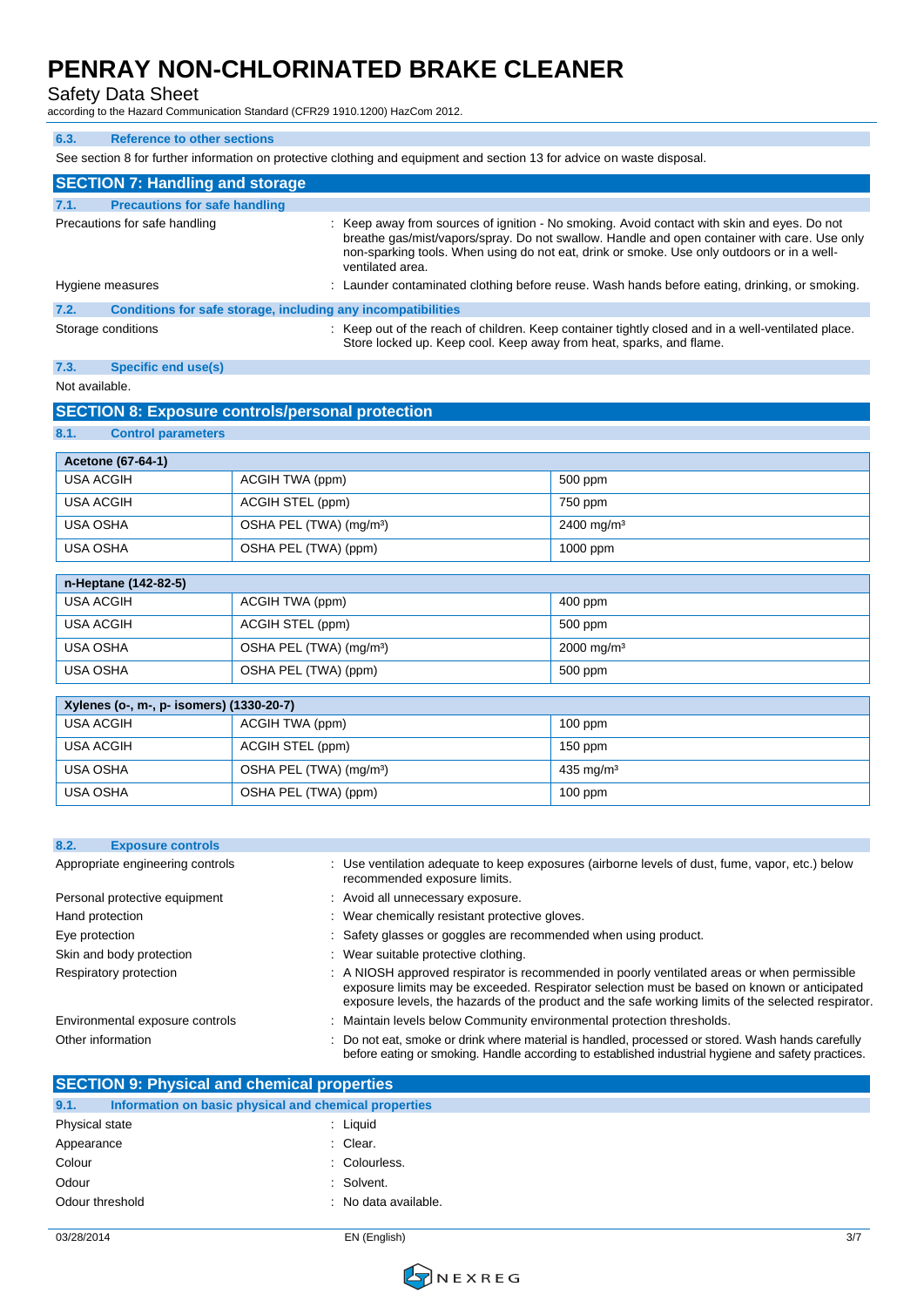### 6.3. Reference to other sections

See section 8 for further information on protective clothing and equipment and section 13 for advice on waste disposal.

## SECTION 7: Handling and storage

### 7.1. Precautions for safe handling

Precautions for safe handling : Keep away from sources of ignition - No smoking. Avoid contact with skin and eyes. Do not breathe gas/mist/vapors/spray. Do not swallow. Handle and open container with care. Use only non-sparking tools. When using do not eat, drink or smoke. Use only outdoors or in a well-ventilated area.

Hygiene measures : Launder contaminated clothing before reuse. Wash hands before eating, drinking, or smoking.

### 7.2. Conditions for safe storage, including any incompatibilities

Storage conditions : Keep out of the reach of children. Keep container tightly closed and in a well-ventilated place. Store locked up. Keep cool. Keep away from heat, sparks, and flame.

### 7.3. Specific end use(s)

Not available.

## SECTION 8: Exposure controls/personal protection

### 8.1. Control parameters

| Acetone (67-64-1) | | |
|---|---|---|
| USA ACGIH | ACGIH TWA (ppm) | 500 ppm |
| USA ACGIH | ACGIH STEL (ppm) | 750 ppm |
| USA OSHA | OSHA PEL (TWA) (mg/m³) | 2400 mg/m³ |
| USA OSHA | OSHA PEL (TWA) (ppm) | 1000 ppm |

| n-Heptane (142-82-5) | | |
|---|---|---|
| USA ACGIH | ACGIH TWA (ppm) | 400 ppm |
| USA ACGIH | ACGIH STEL (ppm) | 500 ppm |
| USA OSHA | OSHA PEL (TWA) (mg/m³) | 2000 mg/m³ |
| USA OSHA | OSHA PEL (TWA) (ppm) | 500 ppm |

| Xylenes (o-, m-, p- isomers) (1330-20-7) | | |
|---|---|---|
| USA ACGIH | ACGIH TWA (ppm) | 100 ppm |
| USA ACGIH | ACGIH STEL (ppm) | 150 ppm |
| USA OSHA | OSHA PEL (TWA) (mg/m³) | 435 mg/m³ |
| USA OSHA | OSHA PEL (TWA) (ppm) | 100 ppm |

### 8.2. Exposure controls

Appropriate engineering controls : Use ventilation adequate to keep exposures (airborne levels of dust, fume, vapor, etc.) below recommended exposure limits.

Personal protective equipment : Avoid all unnecessary exposure.

Hand protection : Wear chemically resistant protective gloves.

Eye protection : Safety glasses or goggles are recommended when using product.

Skin and body protection : Wear suitable protective clothing.

Respiratory protection : A NIOSH approved respirator is recommended in poorly ventilated areas or when permissible exposure limits may be exceeded. Respirator selection must be based on known or anticipated exposure levels, the hazards of the product and the safe working limits of the selected respirator.

Environmental exposure controls : Maintain levels below Community environmental protection thresholds.

Other information : Do not eat, smoke or drink where material is handled, processed or stored. Wash hands carefully before eating or smoking. Handle according to established industrial hygiene and safety practices.

## SECTION 9: Physical and chemical properties

### 9.1. Information on basic physical and chemical properties

Physical state : Liquid

Appearance : Clear.

Colour : Colourless.

Odour : Solvent.

Odour threshold : No data available.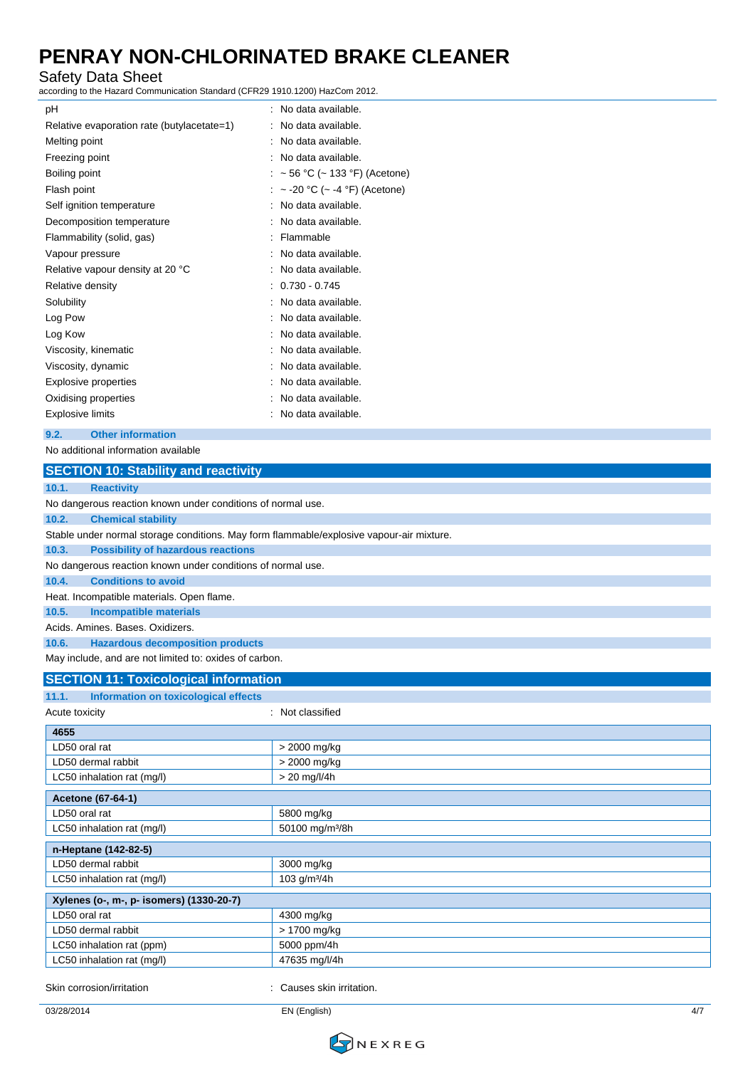| | |
|---|---|
| pH | : No data available. |
| Relative evaporation rate (butylacetate=1) | : No data available. |
| Melting point | : No data available. |
| Freezing point | : No data available. |
| Boiling point | : ~ 56 °C (~ 133 °F) (Acetone) |
| Flash point | : ~ -20 °C (~ -4 °F) (Acetone) |
| Self ignition temperature | : No data available. |
| Decomposition temperature | : No data available. |
| Flammability (solid, gas) | : Flammable |
| Vapour pressure | : No data available. |
| Relative vapour density at 20 °C | : No data available. |
| Relative density | : 0.730 - 0.745 |
| Solubility | : No data available. |
| Log Pow | : No data available. |
| Log Kow | : No data available. |
| Viscosity, kinematic | : No data available. |
| Viscosity, dynamic | : No data available. |
| Explosive properties | : No data available. |
| Oxidising properties | : No data available. |
| Explosive limits | : No data available. |

### 9.2. Other information

No additional information available

## SECTION 10: Stability and reactivity

### 10.1. Reactivity

No dangerous reaction known under conditions of normal use.

### 10.2. Chemical stability

Stable under normal storage conditions. May form flammable/explosive vapour-air mixture.

### 10.3. Possibility of hazardous reactions

No dangerous reaction known under conditions of normal use.

### 10.4. Conditions to avoid

Heat. Incompatible materials. Open flame.

### 10.5. Incompatible materials

Acids. Amines. Bases. Oxidizers.

### 10.6. Hazardous decomposition products

May include, and are not limited to: oxides of carbon.

## SECTION 11: Toxicological information

### 11.1. Information on toxicological effects

Acute toxicity : Not classified

| 4655 | |
|---|---|
| LD50 oral rat | > 2000 mg/kg |
| LD50 dermal rabbit | > 2000 mg/kg |
| LC50 inhalation rat (mg/l) | > 20 mg/l/4h |

| Acetone (67-64-1) | |
|---|---|
| LD50 oral rat | 5800 mg/kg |
| LC50 inhalation rat (mg/l) | 50100 mg/m³/8h |

| n-Heptane (142-82-5) | |
|---|---|
| LD50 dermal rabbit | 3000 mg/kg |
| LC50 inhalation rat (mg/l) | 103 g/m³/4h |

| Xylenes (o-, m-, p- isomers) (1330-20-7) | |
|---|---|
| LD50 oral rat | 4300 mg/kg |
| LD50 dermal rabbit | > 1700 mg/kg |
| LC50 inhalation rat (ppm) | 5000 ppm/4h |
| LC50 inhalation rat (mg/l) | 47635 mg/l/4h |

Skin corrosion/irritation : Causes skin irritation.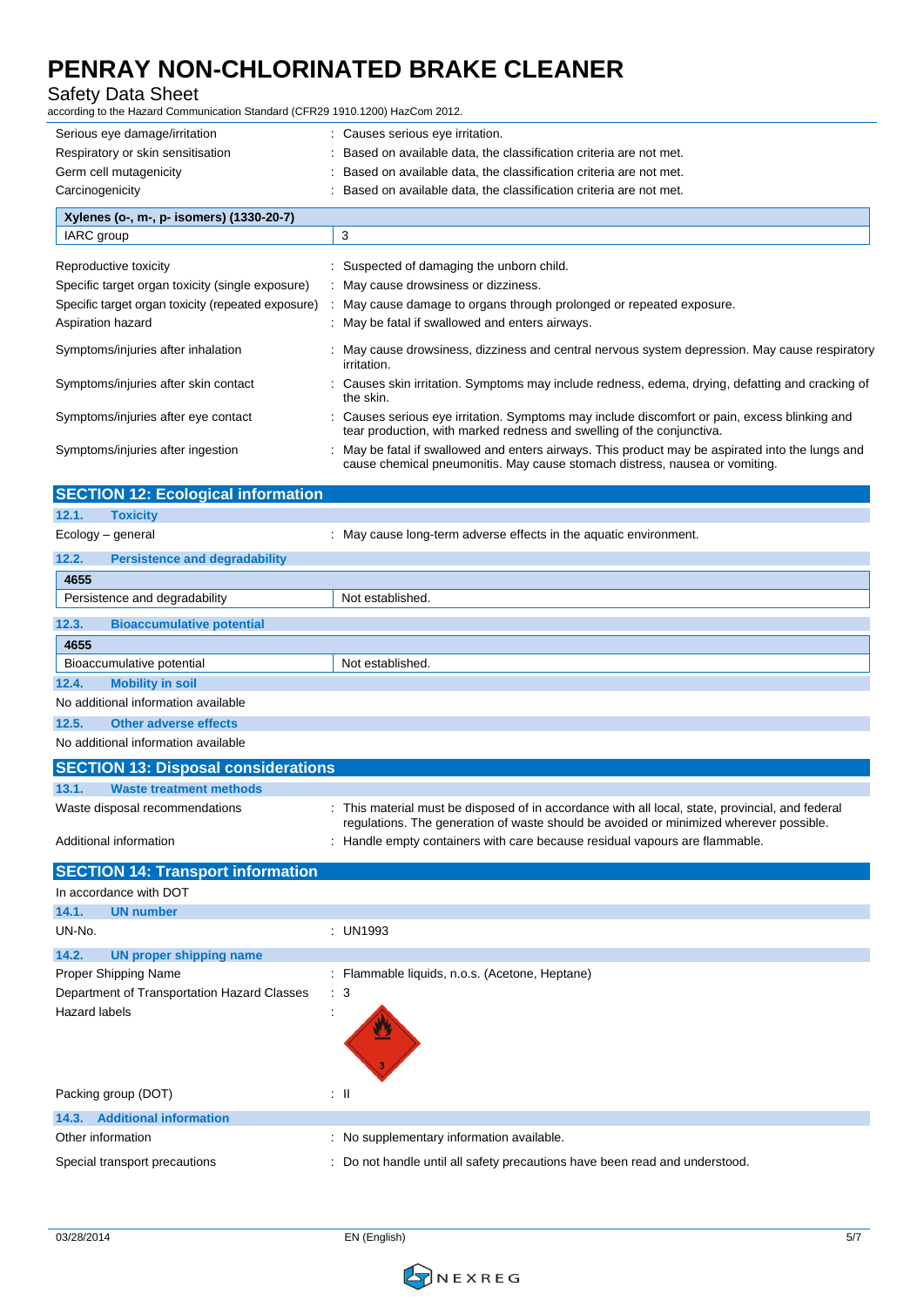| | |
|---|---|
| Serious eye damage/irritation | : Causes serious eye irritation. |
| Respiratory or skin sensitisation | : Based on available data, the classification criteria are not met. |
| Germ cell mutagenicity | : Based on available data, the classification criteria are not met. |
| Carcinogenicity | : Based on available data, the classification criteria are not met. |

| Xylenes (o-, m-, p- isomers) (1330-20-7) | |
|---|---|
| IARC group | 3 |

| | |
|---|---|
| Reproductive toxicity | : Suspected of damaging the unborn child. |
| Specific target organ toxicity (single exposure) | : May cause drowsiness or dizziness. |
| Specific target organ toxicity (repeated exposure) | : May cause damage to organs through prolonged or repeated exposure. |
| Aspiration hazard | : May be fatal if swallowed and enters airways. |
| Symptoms/injuries after inhalation | : May cause drowsiness, dizziness and central nervous system depression. May cause respiratory irritation. |
| Symptoms/injuries after skin contact | : Causes skin irritation. Symptoms may include redness, edema, drying, defatting and cracking of the skin. |
| Symptoms/injuries after eye contact | : Causes serious eye irritation. Symptoms may include discomfort or pain, excess blinking and tear production, with marked redness and swelling of the conjunctiva. |
| Symptoms/injuries after ingestion | : May be fatal if swallowed and enters airways. This product may be aspirated into the lungs and cause chemical pneumonitis. May cause stomach distress, nausea or vomiting. |

## SECTION 12: Ecological information

### 12.1. Toxicity

Ecology – general : May cause long-term adverse effects in the aquatic environment.

### 12.2. Persistence and degradability

| 4655 | |
|---|---|
| Persistence and degradability | Not established. |

### 12.3. Bioaccumulative potential

| 4655 | |
|---|---|
| Bioaccumulative potential | Not established. |

### 12.4. Mobility in soil

No additional information available

### 12.5. Other adverse effects

No additional information available

## SECTION 13: Disposal considerations

### 13.1. Waste treatment methods

| | |
|---|---|
| Waste disposal recommendations | : This material must be disposed of in accordance with all local, state, provincial, and federal regulations. The generation of waste should be avoided or minimized wherever possible. |
| Additional information | : Handle empty containers with care because residual vapours are flammable. |

## SECTION 14: Transport information

In accordance with DOT

### 14.1. UN number

UN-No. : UN1993

### 14.2. UN proper shipping name

| | |
|---|---|
| Proper Shipping Name | : Flammable liquids, n.o.s. (Acetone, Heptane) |
| Department of Transportation Hazard Classes | : 3 |
| Hazard labels | : |
| Packing group (DOT) | : II |

### 14.3. Additional information

| | |
|---|---|
| Other information | : No supplementary information available. |
| Special transport precautions | : Do not handle until all safety precautions have been read and understood. |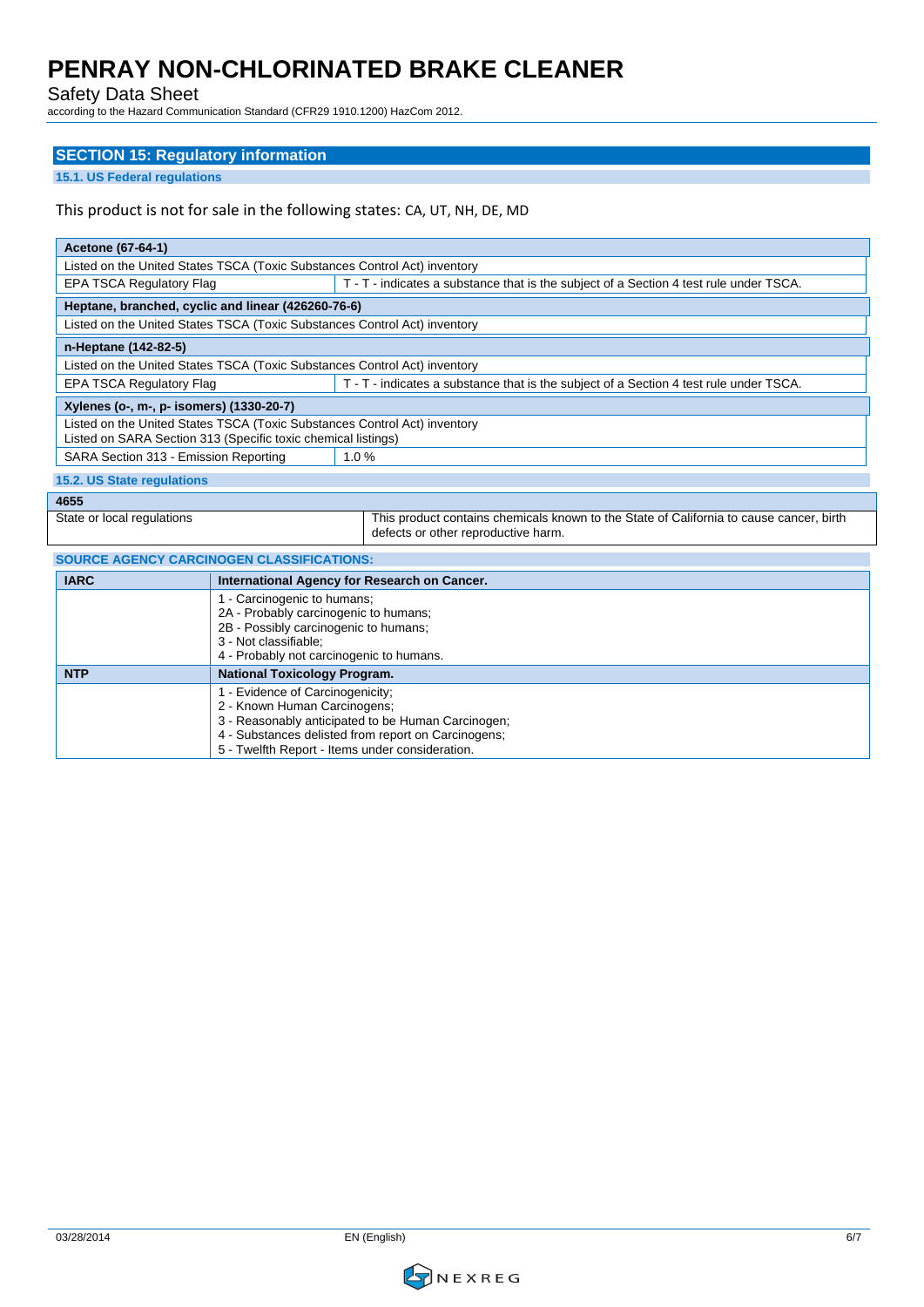## SECTION 15: Regulatory information

### 15.1. US Federal regulations

This product is not for sale in the following states: CA, UT, NH, DE, MD

| **Acetone (67-64-1)** | |
|---|---|
| Listed on the United States TSCA (Toxic Substances Control Act) inventory | |
| EPA TSCA Regulatory Flag | T - T - indicates a substance that is the subject of a Section 4 test rule under TSCA. |

| **Heptane, branched, cyclic and linear (426260-76-6)** |
|---|
| Listed on the United States TSCA (Toxic Substances Control Act) inventory |

| **n-Heptane (142-82-5)** | |
|---|---|
| Listed on the United States TSCA (Toxic Substances Control Act) inventory | |
| EPA TSCA Regulatory Flag | T - T - indicates a substance that is the subject of a Section 4 test rule under TSCA. |

| **Xylenes (o-, m-, p- isomers) (1330-20-7)** | |
|---|---|
| Listed on the United States TSCA (Toxic Substances Control Act) inventory<br>Listed on SARA Section 313 (Specific toxic chemical listings) | |
| SARA Section 313 - Emission Reporting | 1.0 % |

### 15.2. US State regulations

| **4655** | |
|---|---|
| State or local regulations | This product contains chemicals known to the State of California to cause cancer, birth defects or other reproductive harm. |

**SOURCE AGENCY CARCINOGEN CLASSIFICATIONS:**

| **IARC** | **International Agency for Research on Cancer.** |
|---|---|
| | 1 - Carcinogenic to humans;<br>2A - Probably carcinogenic to humans;<br>2B - Possibly carcinogenic to humans;<br>3 - Not classifiable;<br>4 - Probably not carcinogenic to humans. |
| **NTP** | **National Toxicology Program.** |
| | 1 - Evidence of Carcinogenicity;<br>2 - Known Human Carcinogens;<br>3 - Reasonably anticipated to be Human Carcinogen;<br>4 - Substances delisted from report on Carcinogens;<br>5 - Twelfth Report - Items under consideration. |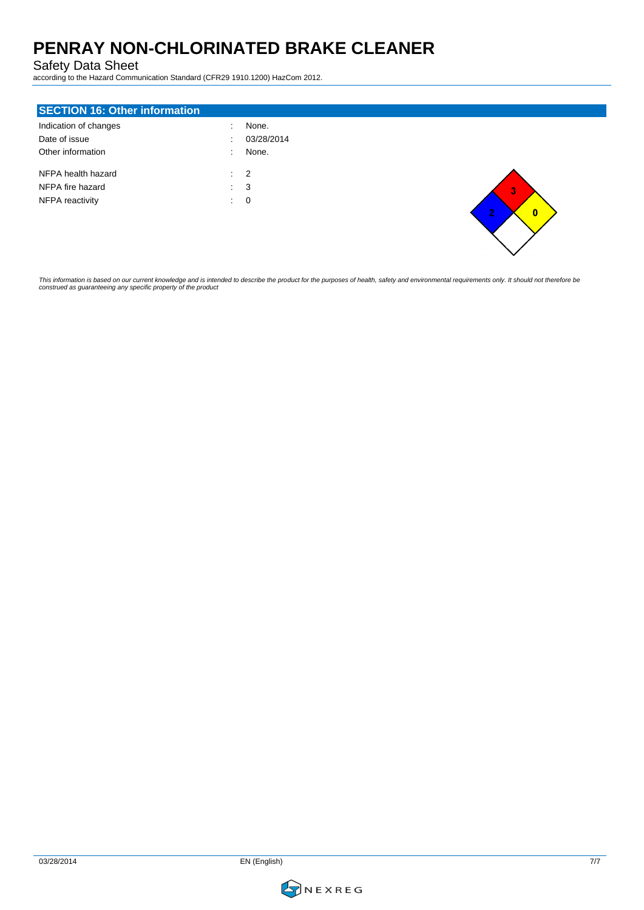# PENRAY NON-CHLORINATED BRAKE CLEANER

Safety Data Sheet

according to the Hazard Communication Standard (CFR29 1910.1200) HazCom 2012.

## SECTION 16: Other information

| | | |
|---|---|---|
| Indication of changes | : | None. |
| Date of issue | : | 03/28/2014 |
| Other information | : | None. |
| NFPA health hazard | : | 2 |
| NFPA fire hazard | : | 3 |
| NFPA reactivity | : | 0 |

3
2
0

*This information is based on our current knowledge and is intended to describe the product for the purposes of health, safety and environmental requirements only. It should not therefore be construed as guaranteeing any specific property of the product*